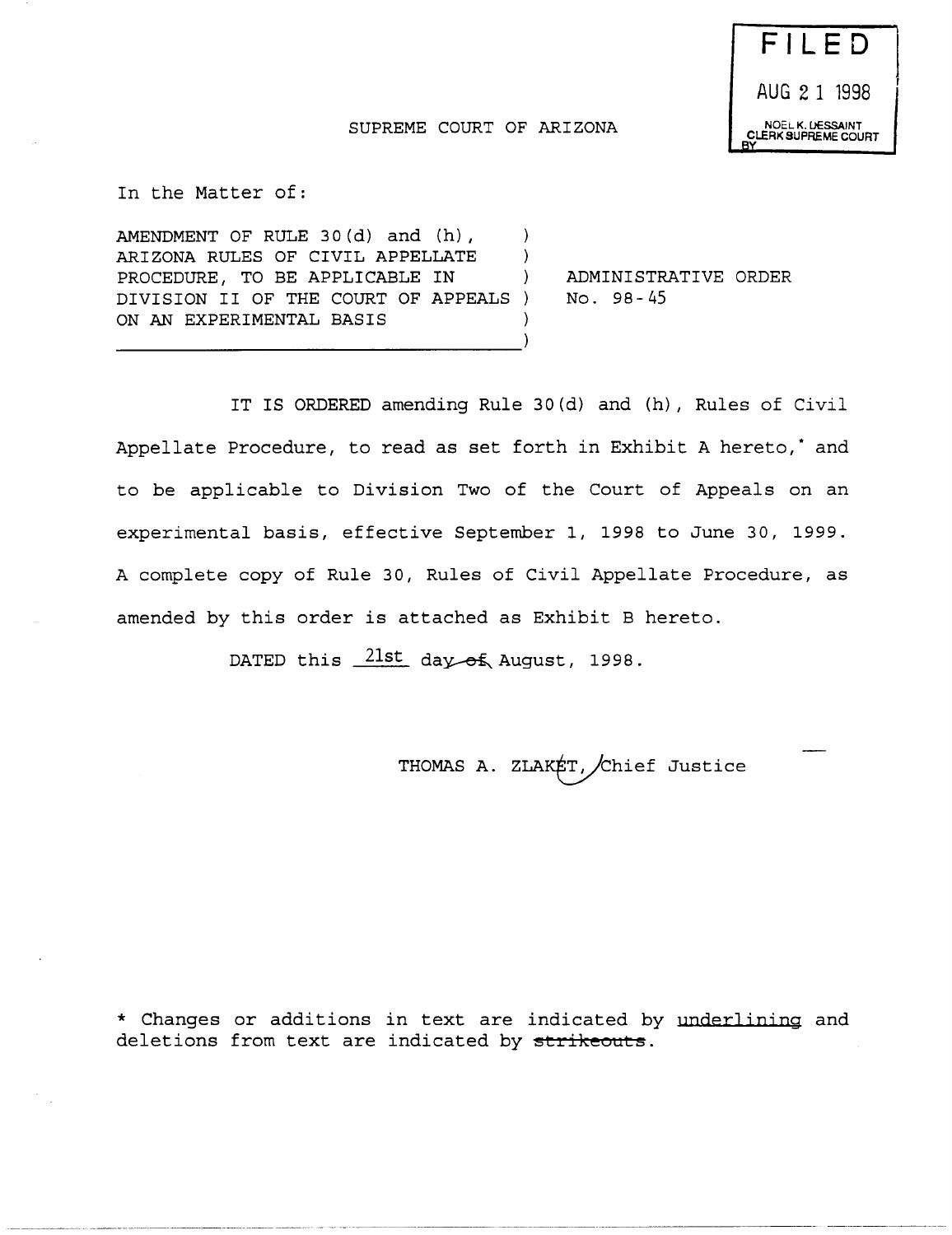FILED

AUG 21 1998

NOEL K. DESSAINT
CLERK SUPREME COURT
BY

SUPREME COURT OF ARIZONA

In the Matter of:

AMENDMENT OF RULE 30(d) and (h), ARIZONA RULES OF CIVIL APPELLATE PROCEDURE, TO BE APPLICABLE IN DIVISION II OF THE COURT OF APPEALS ON AN EXPERIMENTAL BASIS

ADMINISTRATIVE ORDER
No. 98-45

IT IS ORDERED amending Rule 30(d) and (h), Rules of Civil Appellate Procedure, to read as set forth in Exhibit A hereto,* and to be applicable to Division Two of the Court of Appeals on an experimental basis, effective September 1, 1998 to June 30, 1999. A complete copy of Rule 30, Rules of Civil Appellate Procedure, as amended by this order is attached as Exhibit B hereto.

DATED this 21st day ~~of~~ August, 1998.

THOMAS A. ZLAKET, Chief Justice

\* Changes or additions in text are indicated by <u>underlining</u> and deletions from text are indicated by ~~strikeouts~~.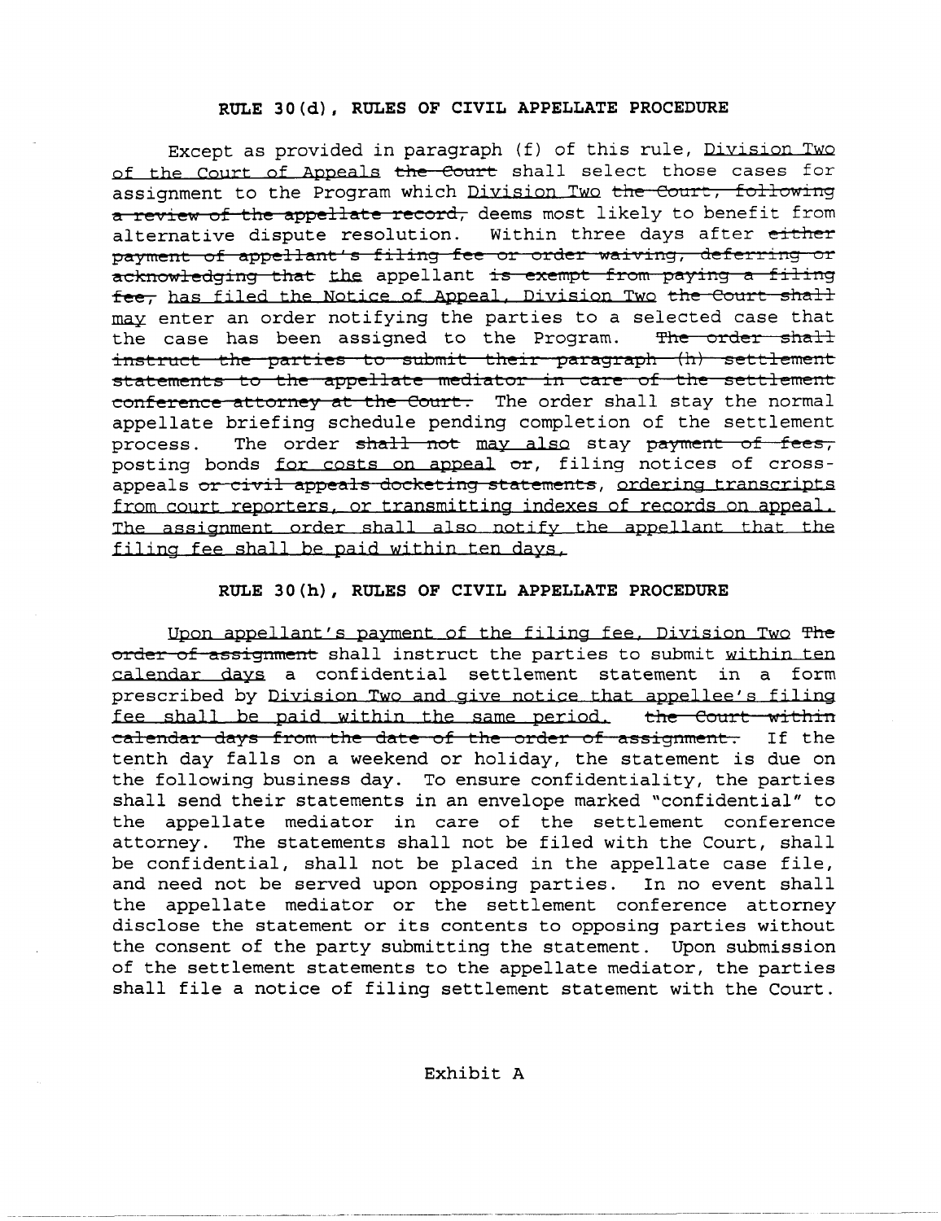**RULE 30(d), RULES OF CIVIL APPELLATE PROCEDURE**

Except as provided in paragraph (f) of this rule, <u>Division Two of the Court of Appeals</u> ~~the Court~~ shall select those cases for assignment to the Program which <u>Division Two</u> ~~the Court, following a review of the appellate record,~~ deems most likely to benefit from alternative dispute resolution. Within three days after ~~either payment of appellant's filing fee or order waiving, deferring or acknowledging that~~ <u>the</u> appellant ~~is exempt from paying a filing fee,~~ <u>has filed the Notice of Appeal, Division Two</u> ~~the Court shall~~ <u>may</u> enter an order notifying the parties to a selected case that the case has been assigned to the Program. ~~The order shall instruct the parties to submit their paragraph (h) settlement statements to the appellate mediator in care of the settlement conference attorney at the Court.~~ The order shall stay the normal appellate briefing schedule pending completion of the settlement process. The order ~~shall not~~ <u>may also</u> stay ~~payment of fees,~~ posting bonds <u>for costs on appeal</u> ~~or~~, filing notices of cross-appeals ~~or civil appeals docketing statements~~, <u>ordering transcripts from court reporters, or transmitting indexes of records on appeal. The assignment order shall also notify the appellant that the filing fee shall be paid within ten days.</u>

**RULE 30(h), RULES OF CIVIL APPELLATE PROCEDURE**

<u>Upon appellant's payment of the filing fee, Division Two</u> ~~The order of assignment~~ shall instruct the parties to submit <u>within ten calendar days</u> a confidential settlement statement in a form prescribed by <u>Division Two and give notice that appellee's filing fee shall be paid within the same period.</u> ~~the Court within calendar days from the date of the order of assignment.~~ If the tenth day falls on a weekend or holiday, the statement is due on the following business day. To ensure confidentiality, the parties shall send their statements in an envelope marked "confidential" to the appellate mediator in care of the settlement conference attorney. The statements shall not be filed with the Court, shall be confidential, shall not be placed in the appellate case file, and need not be served upon opposing parties. In no event shall the appellate mediator or the settlement conference attorney disclose the statement or its contents to opposing parties without the consent of the party submitting the statement. Upon submission of the settlement statements to the appellate mediator, the parties shall file a notice of filing settlement statement with the Court.

Exhibit A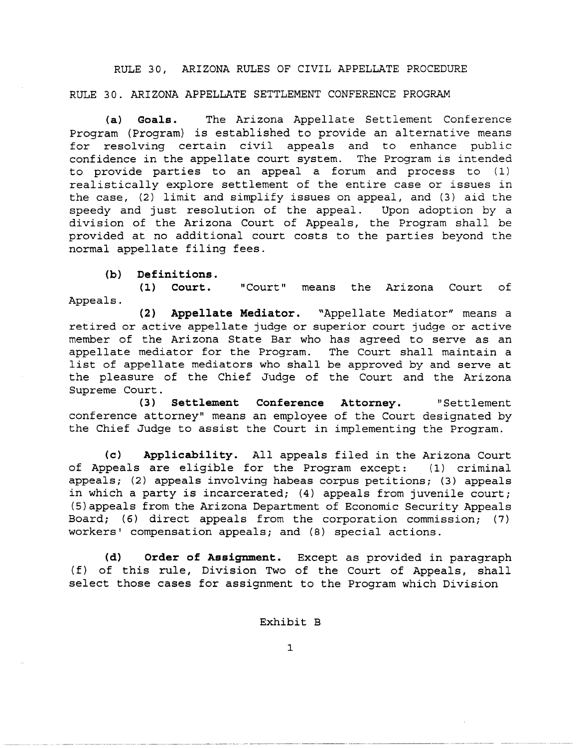RULE 30, ARIZONA RULES OF CIVIL APPELLATE PROCEDURE

RULE 30. ARIZONA APPELLATE SETTLEMENT CONFERENCE PROGRAM

**(a) Goals.** The Arizona Appellate Settlement Conference Program (Program) is established to provide an alternative means for resolving certain civil appeals and to enhance public confidence in the appellate court system. The Program is intended to provide parties to an appeal a forum and process to (1) realistically explore settlement of the entire case or issues in the case, (2) limit and simplify issues on appeal, and (3) aid the speedy and just resolution of the appeal. Upon adoption by a division of the Arizona Court of Appeals, the Program shall be provided at no additional court costs to the parties beyond the normal appellate filing fees.

**(b) Definitions.**

**(1) Court.** "Court" means the Arizona Court of Appeals.

**(2) Appellate Mediator.** "Appellate Mediator" means a retired or active appellate judge or superior court judge or active member of the Arizona State Bar who has agreed to serve as an appellate mediator for the Program. The Court shall maintain a list of appellate mediators who shall be approved by and serve at the pleasure of the Chief Judge of the Court and the Arizona Supreme Court.

**(3) Settlement Conference Attorney.** "Settlement conference attorney" means an employee of the Court designated by the Chief Judge to assist the Court in implementing the Program.

**(c) Applicability.** All appeals filed in the Arizona Court of Appeals are eligible for the Program except: (1) criminal appeals; (2) appeals involving habeas corpus petitions; (3) appeals in which a party is incarcerated; (4) appeals from juvenile court; (5) appeals from the Arizona Department of Economic Security Appeals Board; (6) direct appeals from the corporation commission; (7) workers' compensation appeals; and (8) special actions.

**(d) Order of Assignment.** Except as provided in paragraph (f) of this rule, Division Two of the Court of Appeals, shall select those cases for assignment to the Program which Division

Exhibit B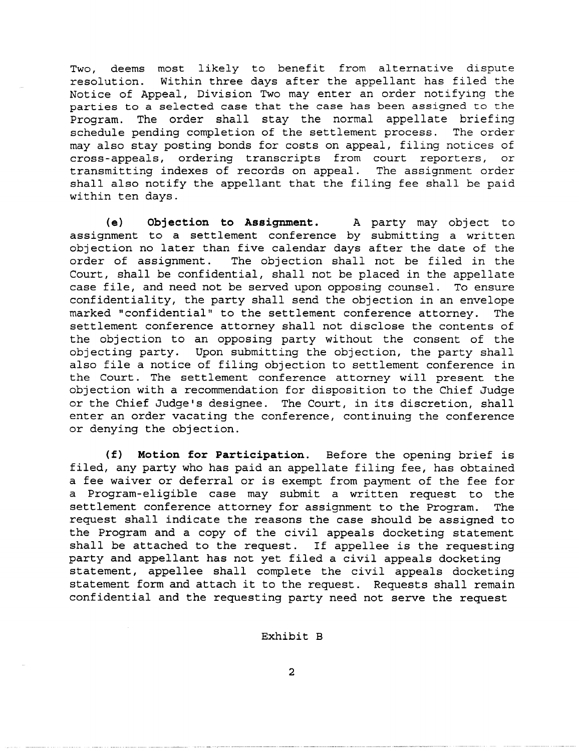Two, deems most likely to benefit from alternative dispute resolution. Within three days after the appellant has filed the Notice of Appeal, Division Two may enter an order notifying the parties to a selected case that the case has been assigned to the Program. The order shall stay the normal appellate briefing schedule pending completion of the settlement process. The order may also stay posting bonds for costs on appeal, filing notices of cross-appeals, ordering transcripts from court reporters, or transmitting indexes of records on appeal. The assignment order shall also notify the appellant that the filing fee shall be paid within ten days.

**(e) Objection to Assignment.** A party may object to assignment to a settlement conference by submitting a written objection no later than five calendar days after the date of the order of assignment. The objection shall not be filed in the Court, shall be confidential, shall not be placed in the appellate case file, and need not be served upon opposing counsel. To ensure confidentiality, the party shall send the objection in an envelope marked "confidential" to the settlement conference attorney. The settlement conference attorney shall not disclose the contents of the objection to an opposing party without the consent of the objecting party. Upon submitting the objection, the party shall also file a notice of filing objection to settlement conference in the Court. The settlement conference attorney will present the objection with a recommendation for disposition to the Chief Judge or the Chief Judge's designee. The Court, in its discretion, shall enter an order vacating the conference, continuing the conference or denying the objection.

**(f) Motion for Participation.** Before the opening brief is filed, any party who has paid an appellate filing fee, has obtained a fee waiver or deferral or is exempt from payment of the fee for a Program-eligible case may submit a written request to the settlement conference attorney for assignment to the Program. The request shall indicate the reasons the case should be assigned to the Program and a copy of the civil appeals docketing statement shall be attached to the request. If appellee is the requesting party and appellant has not yet filed a civil appeals docketing statement, appellee shall complete the civil appeals docketing statement form and attach it to the request. Requests shall remain confidential and the requesting party need not serve the request

Exhibit B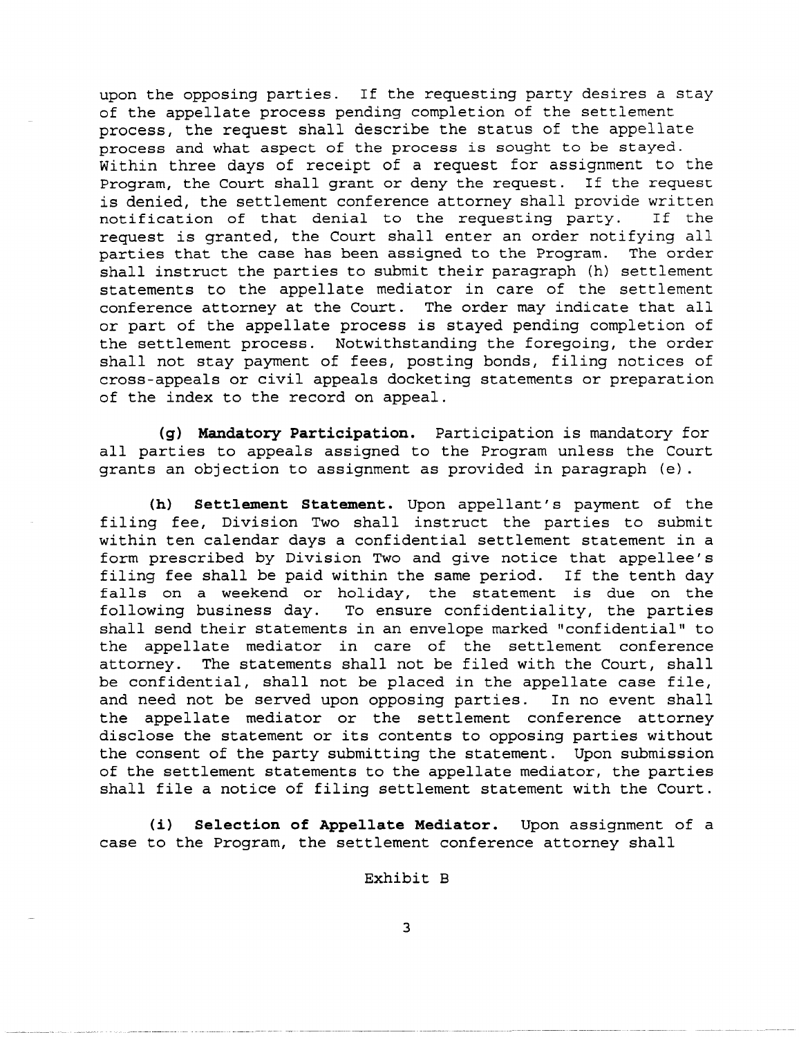upon the opposing parties. If the requesting party desires a stay of the appellate process pending completion of the settlement process, the request shall describe the status of the appellate process and what aspect of the process is sought to be stayed. Within three days of receipt of a request for assignment to the Program, the Court shall grant or deny the request. If the request is denied, the settlement conference attorney shall provide written notification of that denial to the requesting party. If the request is granted, the Court shall enter an order notifying all parties that the case has been assigned to the Program. The order shall instruct the parties to submit their paragraph (h) settlement statements to the appellate mediator in care of the settlement conference attorney at the Court. The order may indicate that all or part of the appellate process is stayed pending completion of the settlement process. Notwithstanding the foregoing, the order shall not stay payment of fees, posting bonds, filing notices of cross-appeals or civil appeals docketing statements or preparation of the index to the record on appeal.

**(g) Mandatory Participation.** Participation is mandatory for all parties to appeals assigned to the Program unless the Court grants an objection to assignment as provided in paragraph (e).

**(h) Settlement Statement.** Upon appellant's payment of the filing fee, Division Two shall instruct the parties to submit within ten calendar days a confidential settlement statement in a form prescribed by Division Two and give notice that appellee's filing fee shall be paid within the same period. If the tenth day falls on a weekend or holiday, the statement is due on the following business day. To ensure confidentiality, the parties shall send their statements in an envelope marked "confidential" to the appellate mediator in care of the settlement conference attorney. The statements shall not be filed with the Court, shall be confidential, shall not be placed in the appellate case file, and need not be served upon opposing parties. In no event shall the appellate mediator or the settlement conference attorney disclose the statement or its contents to opposing parties without the consent of the party submitting the statement. Upon submission of the settlement statements to the appellate mediator, the parties shall file a notice of filing settlement statement with the Court.

**(i) Selection of Appellate Mediator.** Upon assignment of a case to the Program, the settlement conference attorney shall

Exhibit B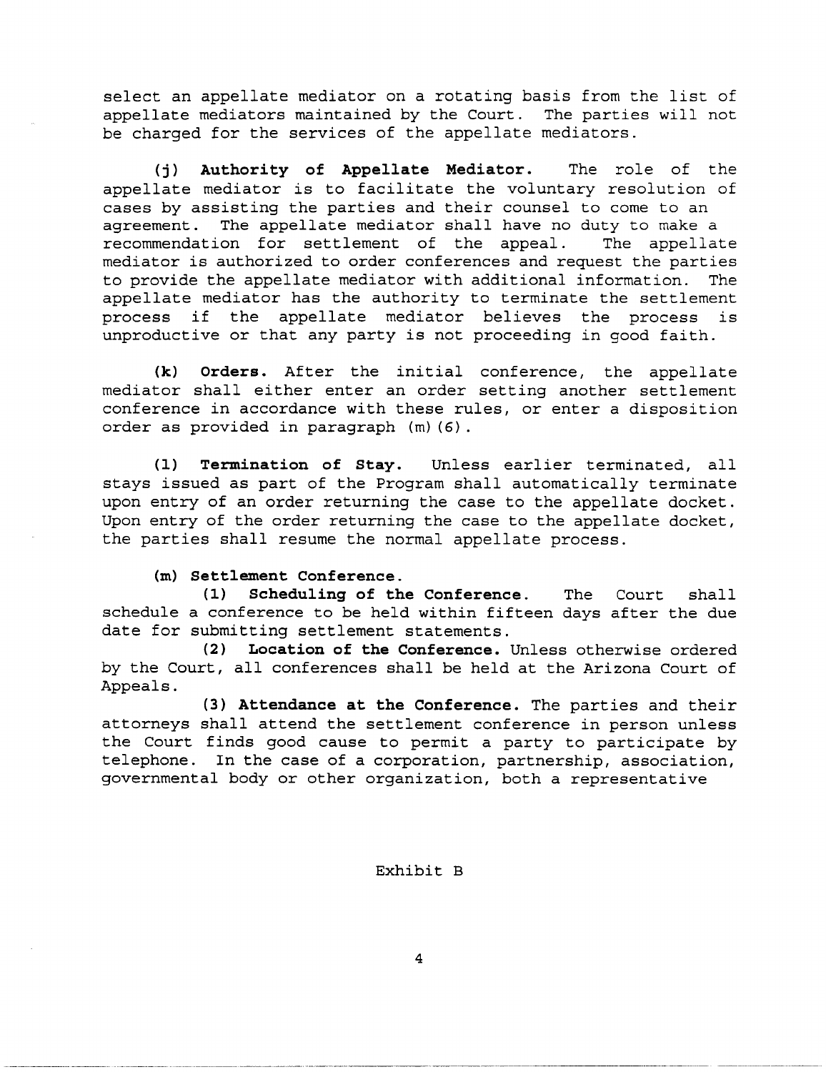select an appellate mediator on a rotating basis from the list of appellate mediators maintained by the Court. The parties will not be charged for the services of the appellate mediators.

**(j) Authority of Appellate Mediator.** The role of the appellate mediator is to facilitate the voluntary resolution of cases by assisting the parties and their counsel to come to an agreement. The appellate mediator shall have no duty to make a recommendation for settlement of the appeal. The appellate mediator is authorized to order conferences and request the parties to provide the appellate mediator with additional information. The appellate mediator has the authority to terminate the settlement process if the appellate mediator believes the process is unproductive or that any party is not proceeding in good faith.

**(k) Orders.** After the initial conference, the appellate mediator shall either enter an order setting another settlement conference in accordance with these rules, or enter a disposition order as provided in paragraph (m)(6).

**(l) Termination of Stay.** Unless earlier terminated, all stays issued as part of the Program shall automatically terminate upon entry of an order returning the case to the appellate docket. Upon entry of the order returning the case to the appellate docket, the parties shall resume the normal appellate process.

**(m) Settlement Conference.**

**(1) Scheduling of the Conference.** The Court shall schedule a conference to be held within fifteen days after the due date for submitting settlement statements.

**(2) Location of the Conference.** Unless otherwise ordered by the Court, all conferences shall be held at the Arizona Court of Appeals.

**(3) Attendance at the Conference.** The parties and their attorneys shall attend the settlement conference in person unless the Court finds good cause to permit a party to participate by telephone. In the case of a corporation, partnership, association, governmental body or other organization, both a representative

Exhibit B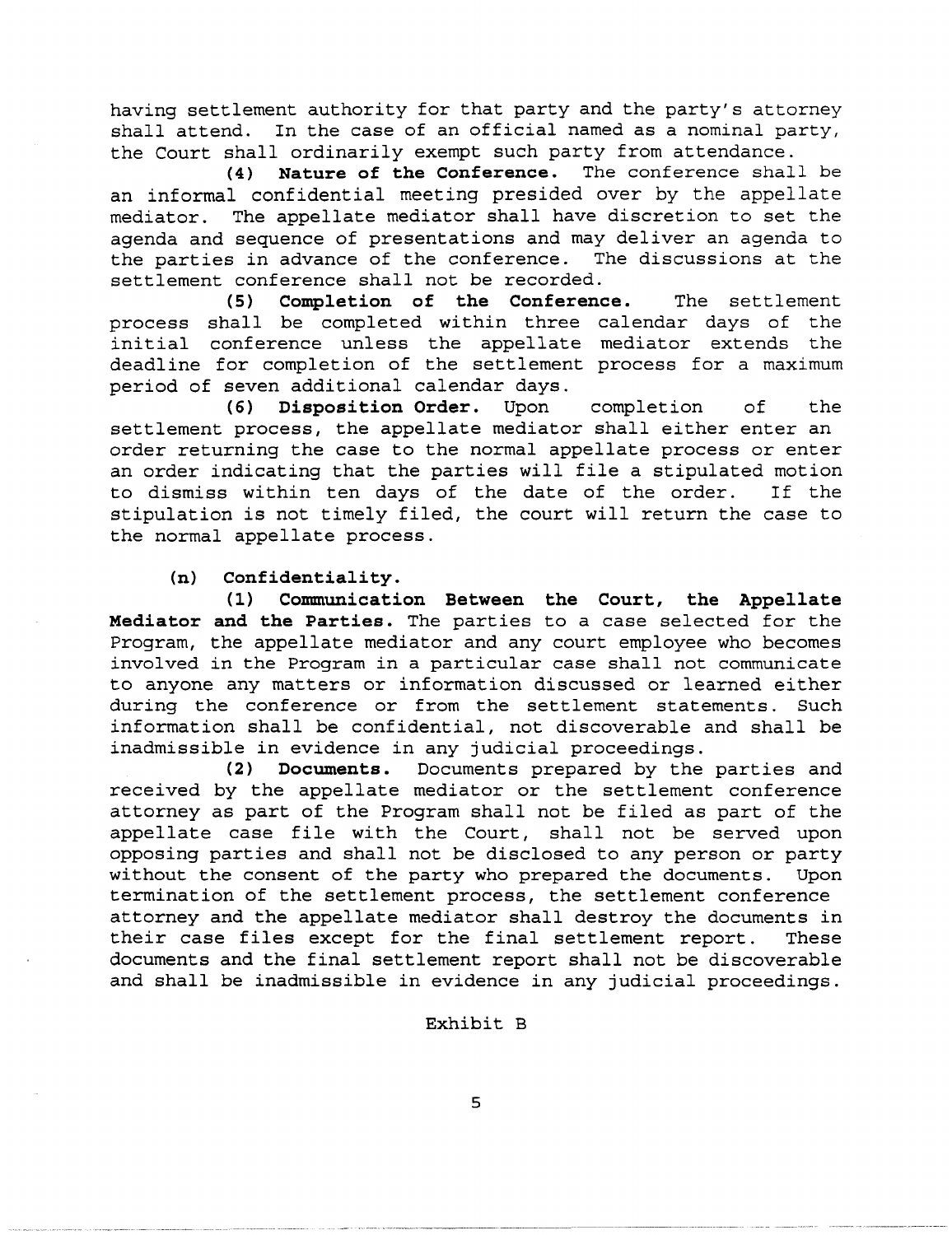having settlement authority for that party and the party's attorney shall attend. In the case of an official named as a nominal party, the Court shall ordinarily exempt such party from attendance.

**(4) Nature of the Conference.** The conference shall be an informal confidential meeting presided over by the appellate mediator. The appellate mediator shall have discretion to set the agenda and sequence of presentations and may deliver an agenda to the parties in advance of the conference. The discussions at the settlement conference shall not be recorded.

**(5) Completion of the Conference.** The settlement process shall be completed within three calendar days of the initial conference unless the appellate mediator extends the deadline for completion of the settlement process for a maximum period of seven additional calendar days.

**(6) Disposition Order.** Upon completion of the settlement process, the appellate mediator shall either enter an order returning the case to the normal appellate process or enter an order indicating that the parties will file a stipulated motion to dismiss within ten days of the date of the order. If the stipulation is not timely filed, the court will return the case to the normal appellate process.

**(n) Confidentiality.**

**(1) Communication Between the Court, the Appellate Mediator and the Parties.** The parties to a case selected for the Program, the appellate mediator and any court employee who becomes involved in the Program in a particular case shall not communicate to anyone any matters or information discussed or learned either during the conference or from the settlement statements. Such information shall be confidential, not discoverable and shall be inadmissible in evidence in any judicial proceedings.

**(2) Documents.** Documents prepared by the parties and received by the appellate mediator or the settlement conference attorney as part of the Program shall not be filed as part of the appellate case file with the Court, shall not be served upon opposing parties and shall not be disclosed to any person or party without the consent of the party who prepared the documents. Upon termination of the settlement process, the settlement conference attorney and the appellate mediator shall destroy the documents in their case files except for the final settlement report. These documents and the final settlement report shall not be discoverable and shall be inadmissible in evidence in any judicial proceedings.

Exhibit B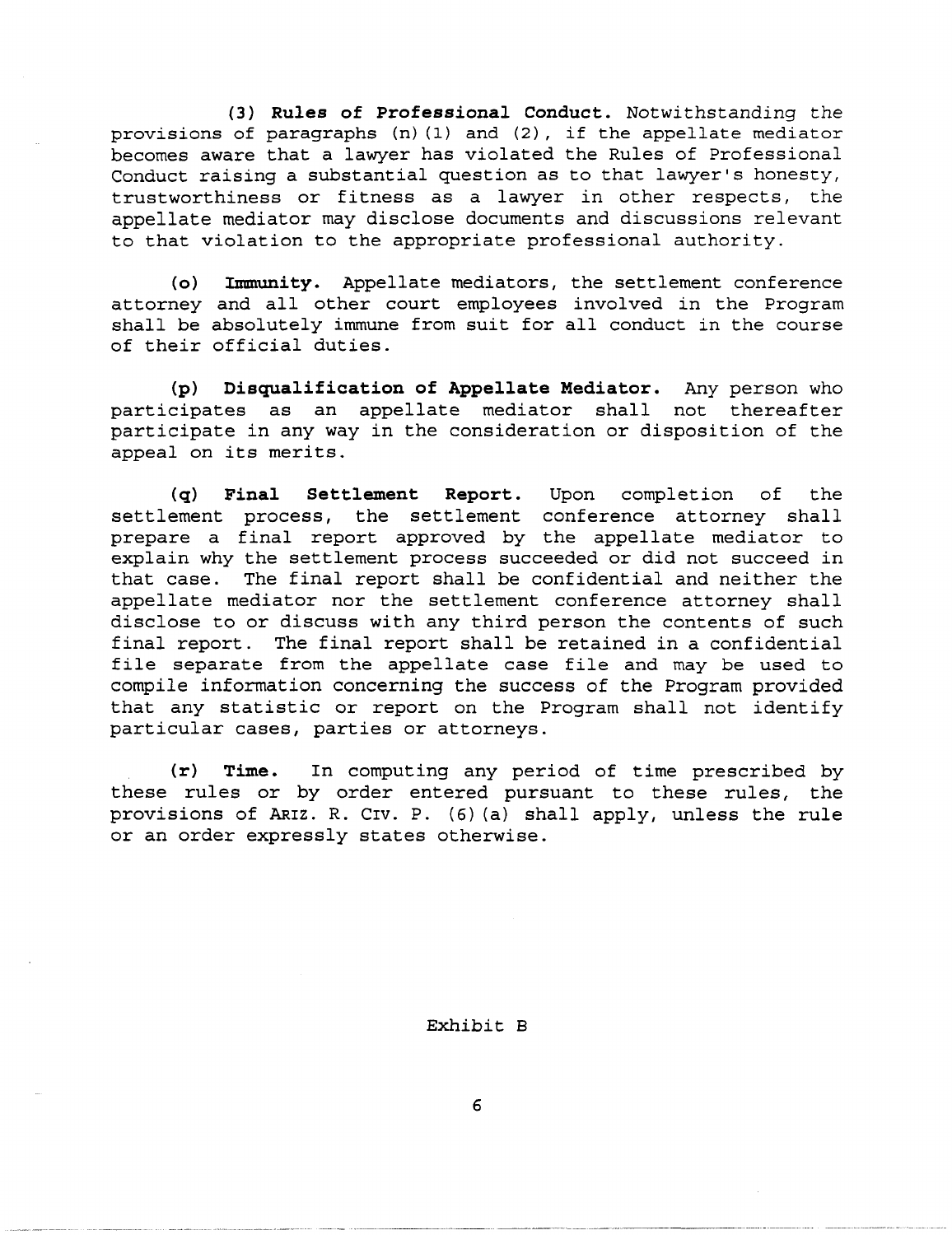(3) **Rules of Professional Conduct.** Notwithstanding the provisions of paragraphs (n)(1) and (2), if the appellate mediator becomes aware that a lawyer has violated the Rules of Professional Conduct raising a substantial question as to that lawyer's honesty, trustworthiness or fitness as a lawyer in other respects, the appellate mediator may disclose documents and discussions relevant to that violation to the appropriate professional authority.

(o) **Immunity.** Appellate mediators, the settlement conference attorney and all other court employees involved in the Program shall be absolutely immune from suit for all conduct in the course of their official duties.

(p) **Disqualification of Appellate Mediator.** Any person who participates as an appellate mediator shall not thereafter participate in any way in the consideration or disposition of the appeal on its merits.

(q) **Final Settlement Report.** Upon completion of the settlement process, the settlement conference attorney shall prepare a final report approved by the appellate mediator to explain why the settlement process succeeded or did not succeed in that case. The final report shall be confidential and neither the appellate mediator nor the settlement conference attorney shall disclose to or discuss with any third person the contents of such final report. The final report shall be retained in a confidential file separate from the appellate case file and may be used to compile information concerning the success of the Program provided that any statistic or report on the Program shall not identify particular cases, parties or attorneys.

(r) **Time.** In computing any period of time prescribed by these rules or by order entered pursuant to these rules, the provisions of ARIZ. R. CIV. P. (6)(a) shall apply, unless the rule or an order expressly states otherwise.

Exhibit B